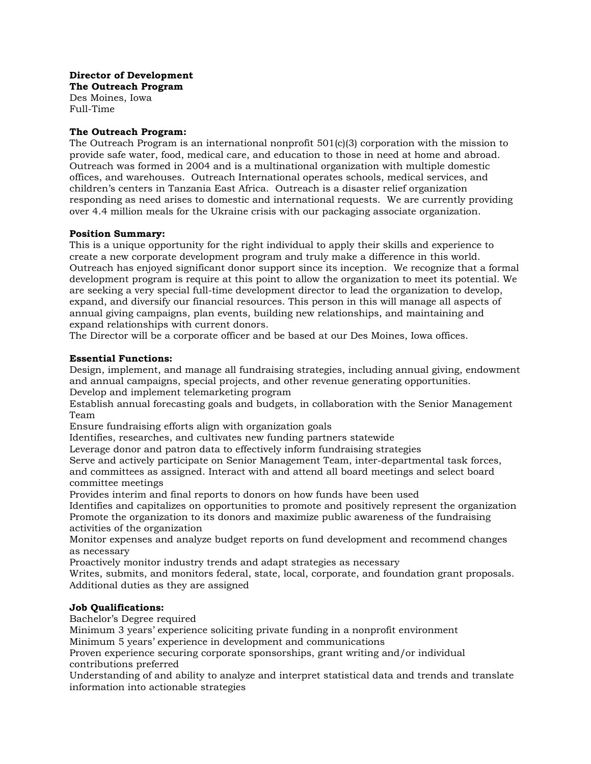**Director of Development**
**The Outreach Program**
Des Moines, Iowa
Full-Time

**The Outreach Program:**
The Outreach Program is an international nonprofit 501(c)(3) corporation with the mission to provide safe water, food, medical care, and education to those in need at home and abroad. Outreach was formed in 2004 and is a multinational organization with multiple domestic offices, and warehouses. Outreach International operates schools, medical services, and children's centers in Tanzania East Africa. Outreach is a disaster relief organization responding as need arises to domestic and international requests. We are currently providing over 4.4 million meals for the Ukraine crisis with our packaging associate organization.

**Position Summary:**
This is a unique opportunity for the right individual to apply their skills and experience to create a new corporate development program and truly make a difference in this world. Outreach has enjoyed significant donor support since its inception. We recognize that a formal development program is require at this point to allow the organization to meet its potential. We are seeking a very special full-time development director to lead the organization to develop, expand, and diversify our financial resources. This person in this will manage all aspects of annual giving campaigns, plan events, building new relationships, and maintaining and expand relationships with current donors.
The Director will be a corporate officer and be based at our Des Moines, Iowa offices.

**Essential Functions:**
Design, implement, and manage all fundraising strategies, including annual giving, endowment and annual campaigns, special projects, and other revenue generating opportunities.
Develop and implement telemarketing program
Establish annual forecasting goals and budgets, in collaboration with the Senior Management Team
Ensure fundraising efforts align with organization goals
Identifies, researches, and cultivates new funding partners statewide
Leverage donor and patron data to effectively inform fundraising strategies
Serve and actively participate on Senior Management Team, inter-departmental task forces, and committees as assigned. Interact with and attend all board meetings and select board committee meetings
Provides interim and final reports to donors on how funds have been used
Identifies and capitalizes on opportunities to promote and positively represent the organization
Promote the organization to its donors and maximize public awareness of the fundraising activities of the organization
Monitor expenses and analyze budget reports on fund development and recommend changes as necessary
Proactively monitor industry trends and adapt strategies as necessary
Writes, submits, and monitors federal, state, local, corporate, and foundation grant proposals.
Additional duties as they are assigned

**Job Qualifications:**
Bachelor's Degree required
Minimum 3 years' experience soliciting private funding in a nonprofit environment
Minimum 5 years' experience in development and communications
Proven experience securing corporate sponsorships, grant writing and/or individual contributions preferred
Understanding of and ability to analyze and interpret statistical data and trends and translate information into actionable strategies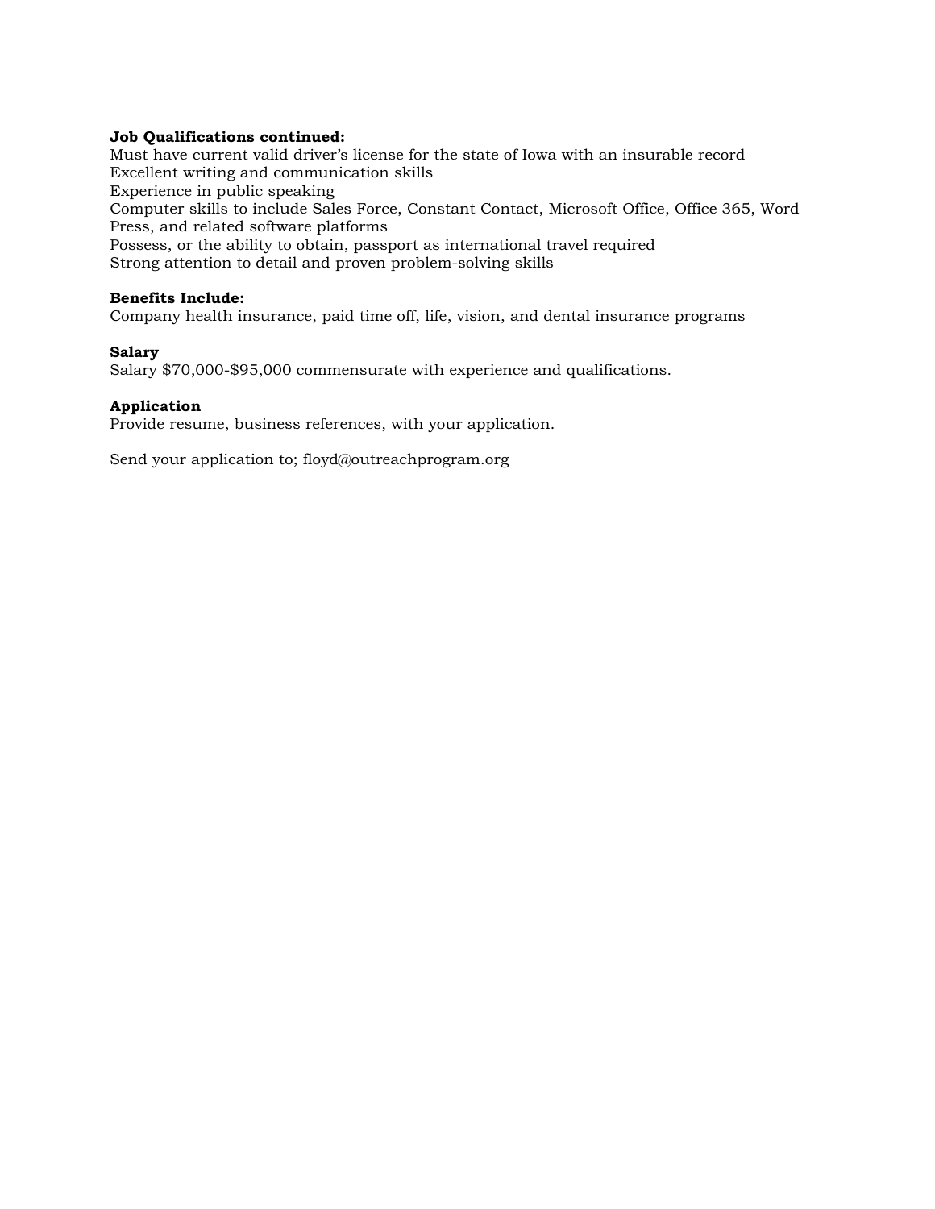**Job Qualifications continued:**
Must have current valid driver's license for the state of Iowa with an insurable record
Excellent writing and communication skills
Experience in public speaking
Computer skills to include Sales Force, Constant Contact, Microsoft Office, Office 365, Word Press, and related software platforms
Possess, or the ability to obtain, passport as international travel required
Strong attention to detail and proven problem-solving skills

**Benefits Include:**
Company health insurance, paid time off, life, vision, and dental insurance programs

**Salary**
Salary $70,000-$95,000 commensurate with experience and qualifications.

**Application**
Provide resume, business references, with your application.

Send your application to; floyd@outreachprogram.org